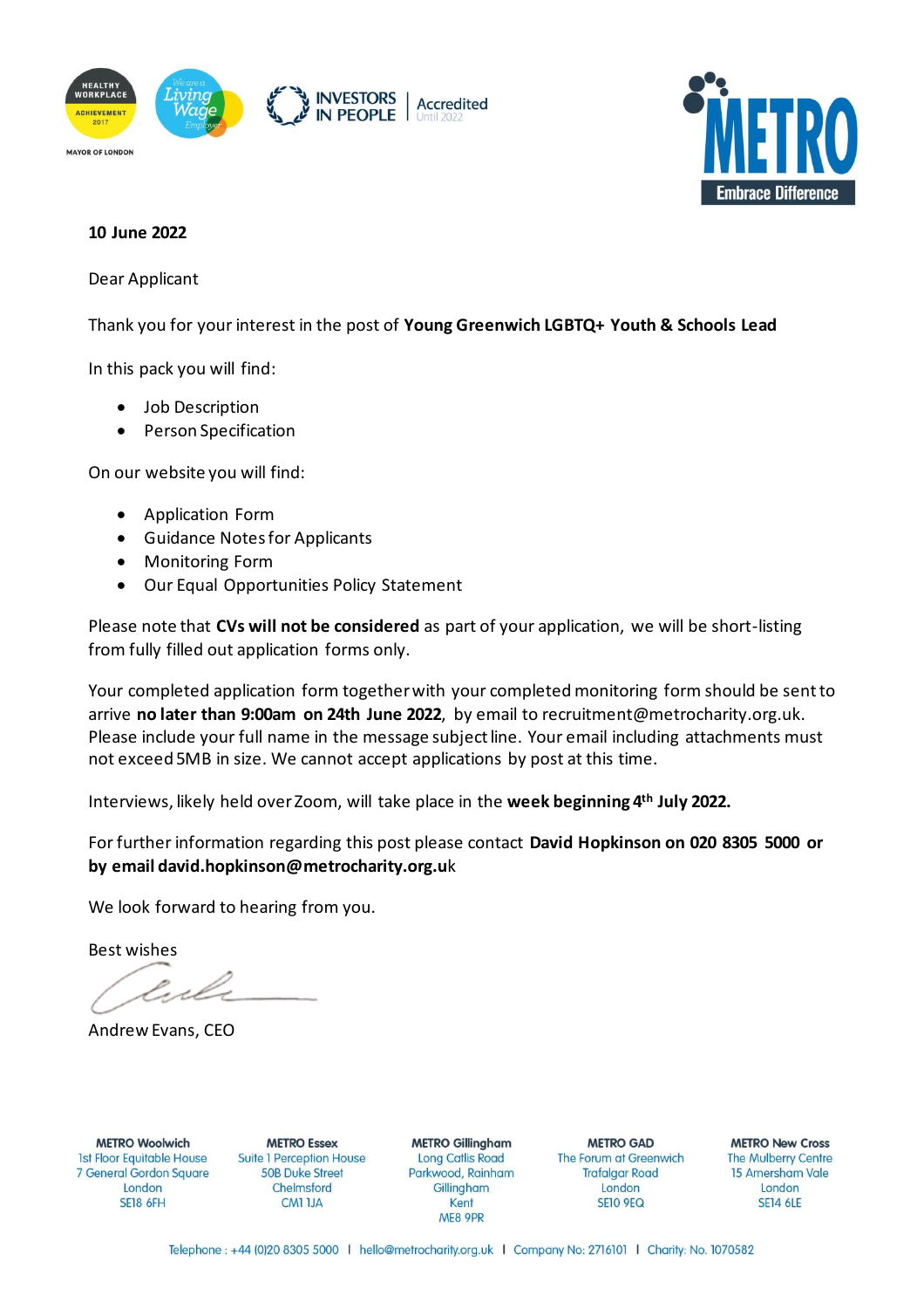**10 June 2022**

Dear Applicant

Thank you for your interest in the post of **Young Greenwich LGBTQ+ Youth & Schools Lead**

In this pack you will find:

- Job Description
- Person Specification

On our website you will find:

- Application Form
- Guidance Notes for Applicants
- Monitoring Form
- Our Equal Opportunities Policy Statement

Please note that **CVs will not be considered** as part of your application, we will be short-listing from fully filled out application forms only.

Your completed application form together with your completed monitoring form should be sent to arrive **no later than 9:00am on 24th June 2022**, by email to recruitment@metrocharity.org.uk. Please include your full name in the message subject line. Your email including attachments must not exceed 5MB in size. We cannot accept applications by post at this time.

Interviews, likely held over Zoom, will take place in the **week beginning 4th July 2022.**

For further information regarding this post please contact **David Hopkinson on 020 8305 5000 or by email david.hopkinson@metrocharity.org.uk**

We look forward to hearing from you.

Best wishes

Andrew Evans, CEO

**METRO Woolwich**
1st Floor Equitable House
7 General Gordon Square
London
SE18 6FH

**METRO Essex**
Suite 1 Perception House
50B Duke Street
Chelmsford
CM1 1JA

**METRO Gillingham**
Long Catlis Road
Parkwood, Rainham
Gillingham
Kent
ME8 9PR

**METRO GAD**
The Forum at Greenwich
Trafalgar Road
London
SE10 9EQ

**METRO New Cross**
The Mulberry Centre
15 Amersham Vale
London
SE14 6LE

Telephone: +44 (0)20 8305 5000 | hello@metrocharity.org.uk | Company No: 2716101 | Charity: No. 1070582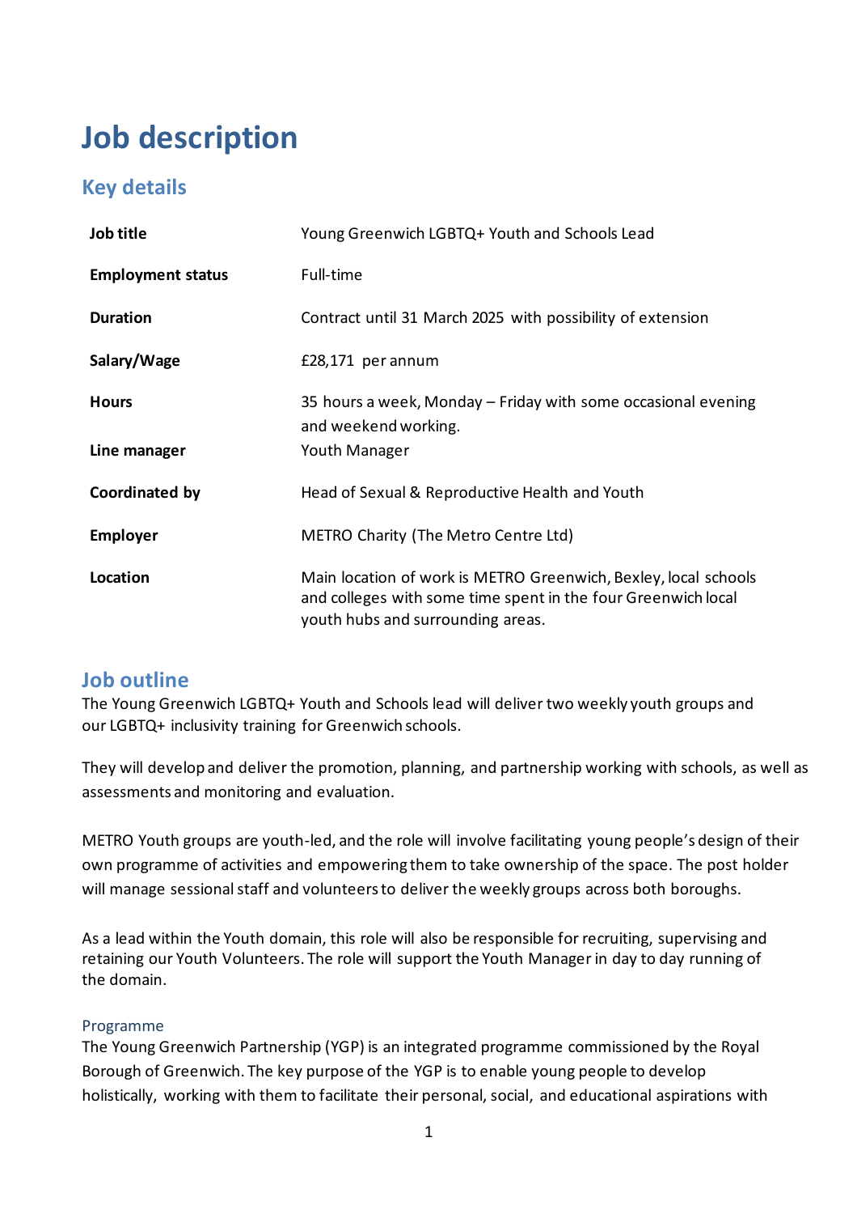# Job description

## Key details

| | |
|---|---|
| **Job title** | Young Greenwich LGBTQ+ Youth and Schools Lead |
| **Employment status** | Full-time |
| **Duration** | Contract until 31 March 2025 with possibility of extension |
| **Salary/Wage** | £28,171 per annum |
| **Hours** | 35 hours a week, Monday – Friday with some occasional evening and weekend working. |
| **Line manager** | Youth Manager |
| **Coordinated by** | Head of Sexual & Reproductive Health and Youth |
| **Employer** | METRO Charity (The Metro Centre Ltd) |
| **Location** | Main location of work is METRO Greenwich, Bexley, local schools and colleges with some time spent in the four Greenwich local youth hubs and surrounding areas. |

## Job outline

The Young Greenwich LGBTQ+ Youth and Schools lead will deliver two weekly youth groups and our LGBTQ+ inclusivity training for Greenwich schools.

They will develop and deliver the promotion, planning, and partnership working with schools, as well as assessments and monitoring and evaluation.

METRO Youth groups are youth-led, and the role will involve facilitating young people's design of their own programme of activities and empowering them to take ownership of the space. The post holder will manage sessional staff and volunteers to deliver the weekly groups across both boroughs.

As a lead within the Youth domain, this role will also be responsible for recruiting, supervising and retaining our Youth Volunteers. The role will support the Youth Manager in day to day running of the domain.

### Programme

The Young Greenwich Partnership (YGP) is an integrated programme commissioned by the Royal Borough of Greenwich. The key purpose of the YGP is to enable young people to develop holistically, working with them to facilitate their personal, social, and educational aspirations with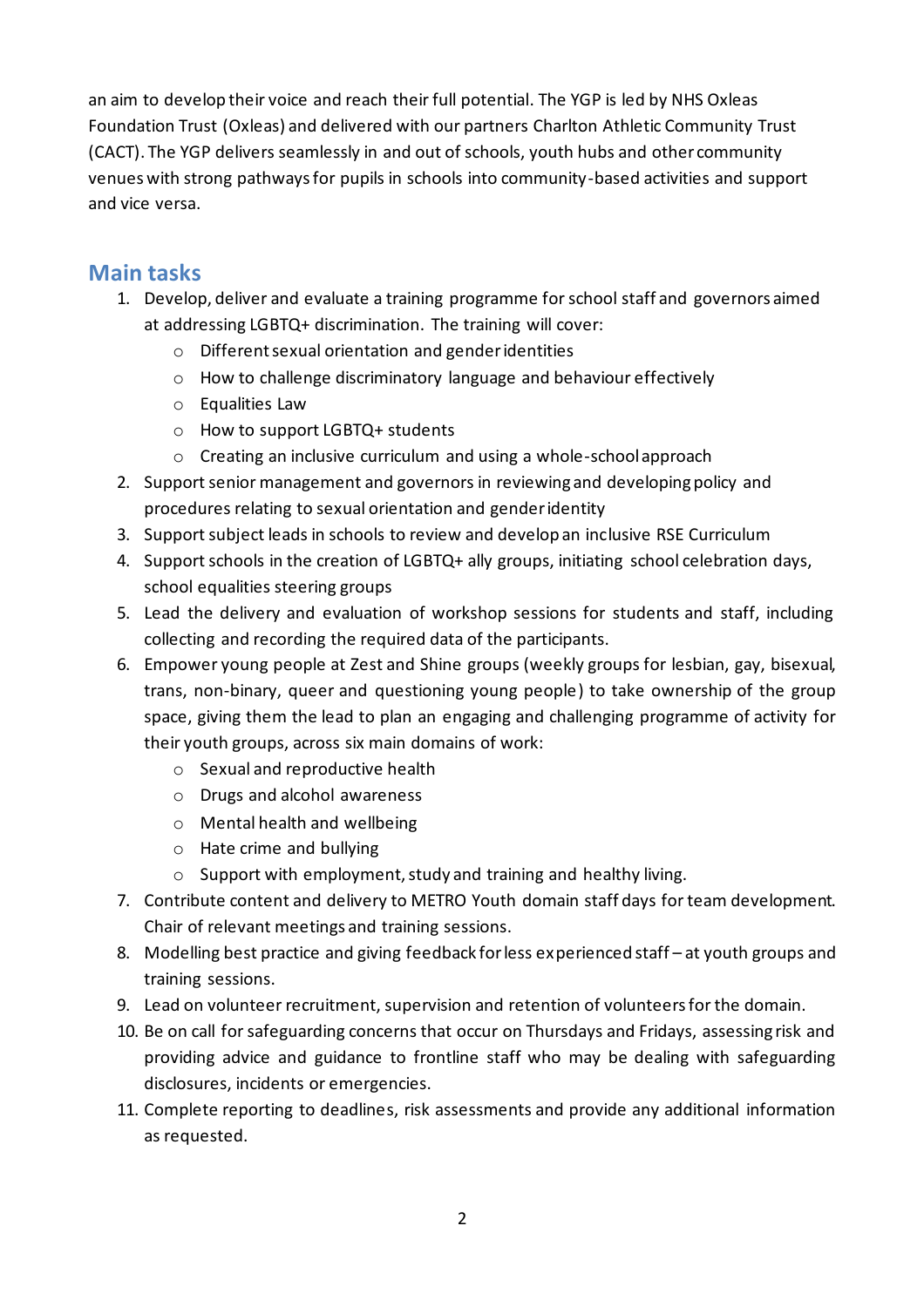an aim to develop their voice and reach their full potential. The YGP is led by NHS Oxleas Foundation Trust (Oxleas) and delivered with our partners Charlton Athletic Community Trust (CACT). The YGP delivers seamlessly in and out of schools, youth hubs and other community venues with strong pathways for pupils in schools into community-based activities and support and vice versa.

## Main tasks

1. Develop, deliver and evaluate a training programme for school staff and governors aimed at addressing LGBTQ+ discrimination. The training will cover:
   - Different sexual orientation and gender identities
   - How to challenge discriminatory language and behaviour effectively
   - Equalities Law
   - How to support LGBTQ+ students
   - Creating an inclusive curriculum and using a whole-school approach
2. Support senior management and governors in reviewing and developing policy and procedures relating to sexual orientation and gender identity
3. Support subject leads in schools to review and develop an inclusive RSE Curriculum
4. Support schools in the creation of LGBTQ+ ally groups, initiating school celebration days, school equalities steering groups
5. Lead the delivery and evaluation of workshop sessions for students and staff, including collecting and recording the required data of the participants.
6. Empower young people at Zest and Shine groups (weekly groups for lesbian, gay, bisexual, trans, non-binary, queer and questioning young people) to take ownership of the group space, giving them the lead to plan an engaging and challenging programme of activity for their youth groups, across six main domains of work:
   - Sexual and reproductive health
   - Drugs and alcohol awareness
   - Mental health and wellbeing
   - Hate crime and bullying
   - Support with employment, study and training and healthy living.
7. Contribute content and delivery to METRO Youth domain staff days for team development. Chair of relevant meetings and training sessions.
8. Modelling best practice and giving feedback for less experienced staff – at youth groups and training sessions.
9. Lead on volunteer recruitment, supervision and retention of volunteers for the domain.
10. Be on call for safeguarding concerns that occur on Thursdays and Fridays, assessing risk and providing advice and guidance to frontline staff who may be dealing with safeguarding disclosures, incidents or emergencies.
11. Complete reporting to deadlines, risk assessments and provide any additional information as requested.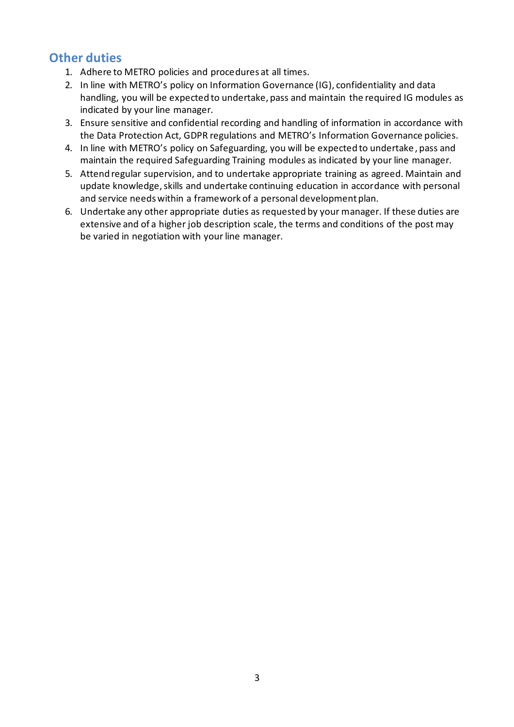## Other duties

1. Adhere to METRO policies and procedures at all times.
2. In line with METRO's policy on Information Governance (IG), confidentiality and data handling, you will be expected to undertake, pass and maintain the required IG modules as indicated by your line manager.
3. Ensure sensitive and confidential recording and handling of information in accordance with the Data Protection Act, GDPR regulations and METRO's Information Governance policies.
4. In line with METRO's policy on Safeguarding, you will be expected to undertake, pass and maintain the required Safeguarding Training modules as indicated by your line manager.
5. Attend regular supervision, and to undertake appropriate training as agreed. Maintain and update knowledge, skills and undertake continuing education in accordance with personal and service needs within a framework of a personal development plan.
6. Undertake any other appropriate duties as requested by your manager. If these duties are extensive and of a higher job description scale, the terms and conditions of the post may be varied in negotiation with your line manager.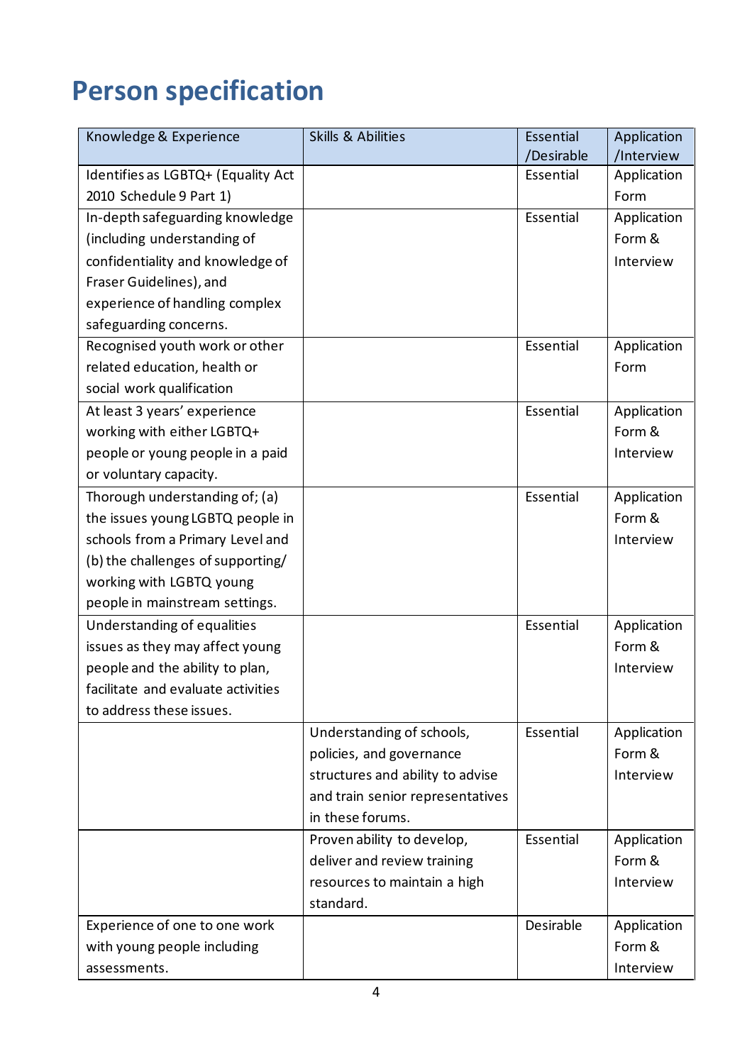# Person specification

| Knowledge & Experience | Skills & Abilities | Essential /Desirable | Application /Interview |
|---|---|---|---|
| Identifies as LGBTQ+ (Equality Act 2010 Schedule 9 Part 1) | | Essential | Application Form |
| In-depth safeguarding knowledge (including understanding of confidentiality and knowledge of Fraser Guidelines), and experience of handling complex safeguarding concerns. | | Essential | Application Form & Interview |
| Recognised youth work or other related education, health or social work qualification | | Essential | Application Form |
| At least 3 years' experience working with either LGBTQ+ people or young people in a paid or voluntary capacity. | | Essential | Application Form & Interview |
| Thorough understanding of; (a) the issues young LGBTQ people in schools from a Primary Level and (b) the challenges of supporting/ working with LGBTQ young people in mainstream settings. | | Essential | Application Form & Interview |
| Understanding of equalities issues as they may affect young people and the ability to plan, facilitate and evaluate activities to address these issues. | | Essential | Application Form & Interview |
| | Understanding of schools, policies, and governance structures and ability to advise and train senior representatives in these forums. | Essential | Application Form & Interview |
| | Proven ability to develop, deliver and review training resources to maintain a high standard. | Essential | Application Form & Interview |
| Experience of one to one work with young people including assessments. | | Desirable | Application Form & Interview |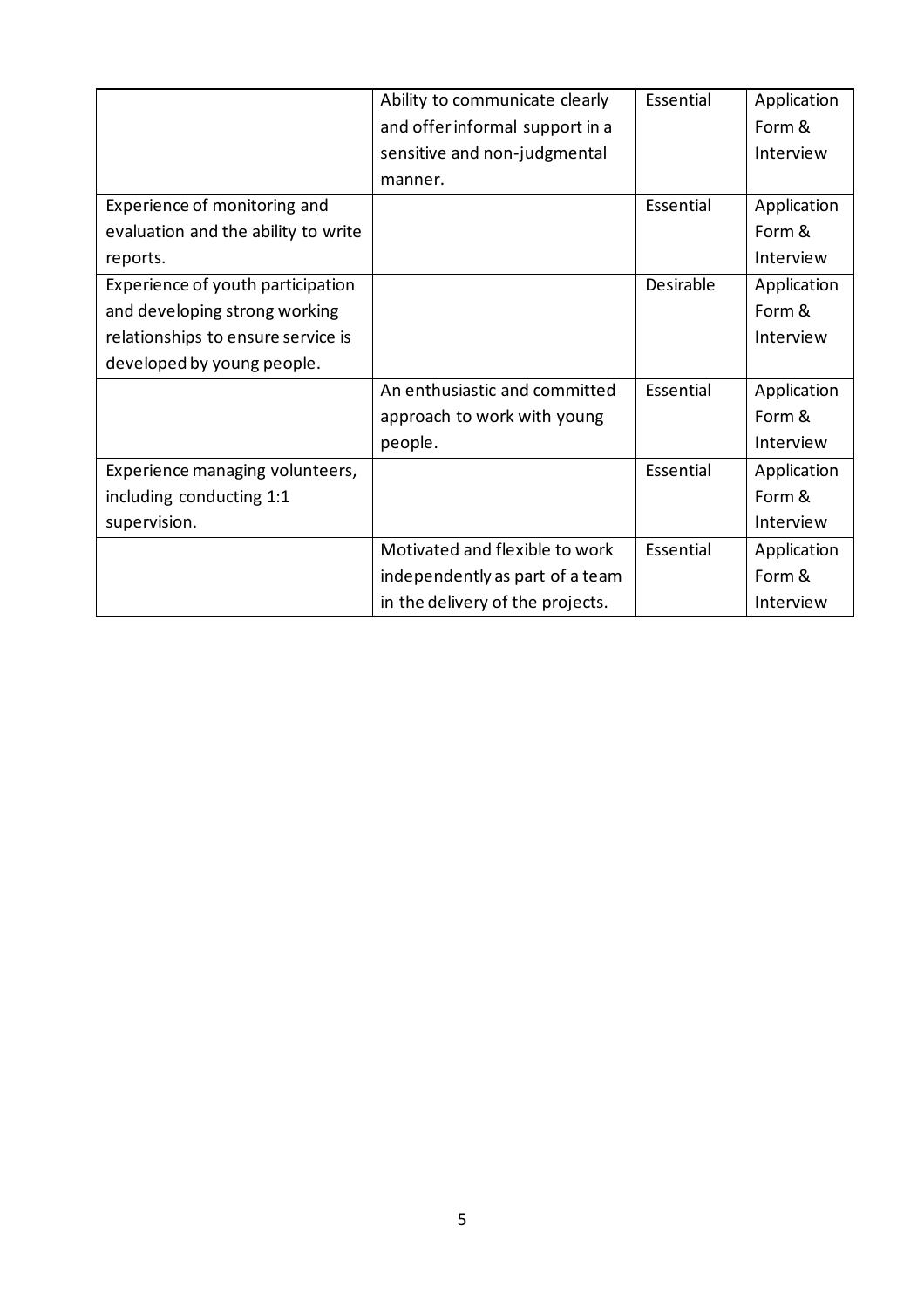| | | | |
|---|---|---|---|
| | Ability to communicate clearly and offer informal support in a sensitive and non-judgmental manner. | Essential | Application Form & Interview |
| Experience of monitoring and evaluation and the ability to write reports. | | Essential | Application Form & Interview |
| Experience of youth participation and developing strong working relationships to ensure service is developed by young people. | | Desirable | Application Form & Interview |
| | An enthusiastic and committed approach to work with young people. | Essential | Application Form & Interview |
| Experience managing volunteers, including conducting 1:1 supervision. | | Essential | Application Form & Interview |
| | Motivated and flexible to work independently as part of a team in the delivery of the projects. | Essential | Application Form & Interview |